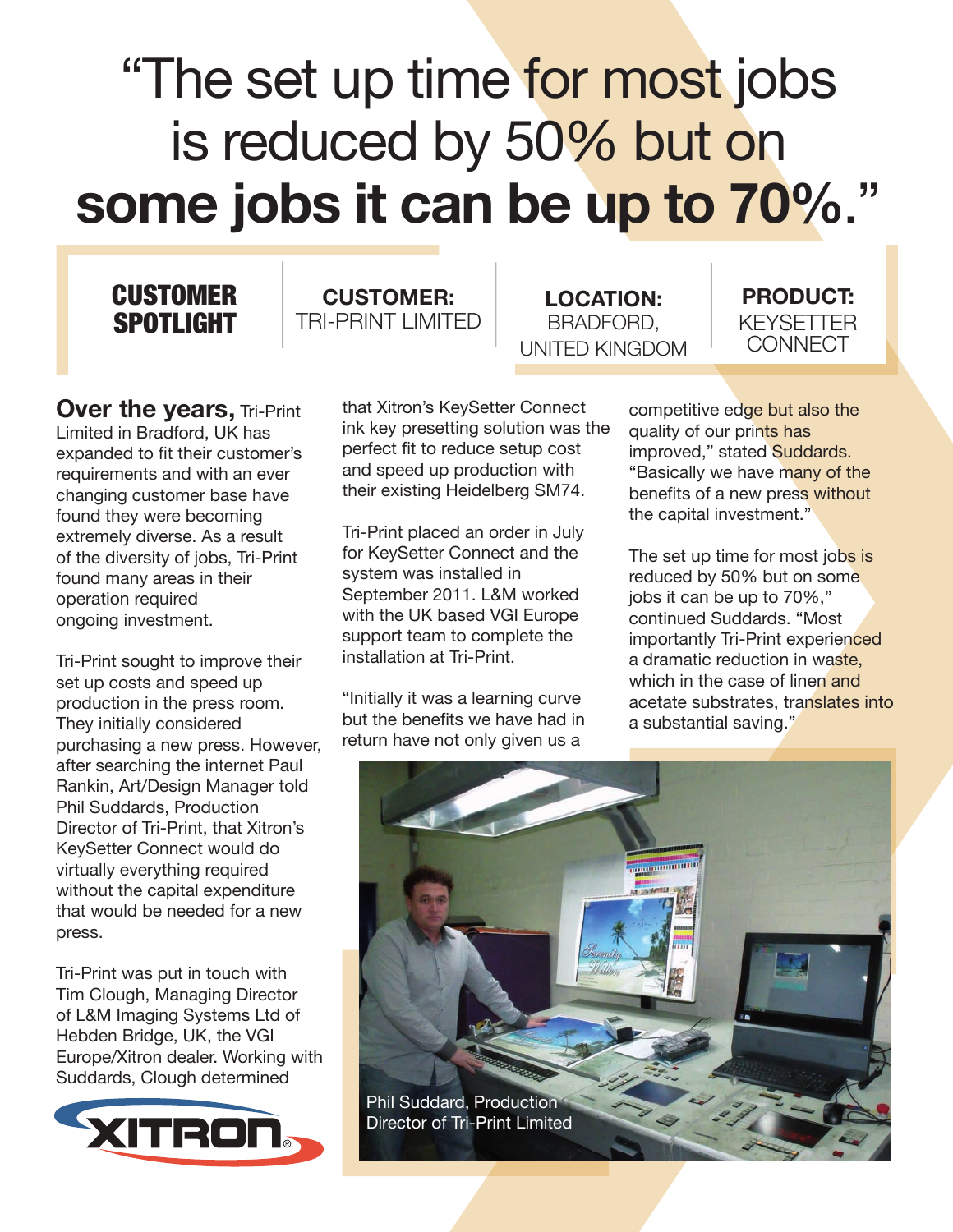# "The set up time for most jobs is reduced by 50% but on **some jobs it can be up to 70%.**"

**CUSTOMER SPOTLIGHT**

**CUSTOMER:** TRI-PRINT LIMITED

**LOCATION:** BRADFORD, UNITED KINGDOM

**PRODUCT:** KEYSETTER CONNECT

**Over the years,** Tri-Print Limited in Bradford, UK has expanded to fit their customer's requirements and with an ever changing customer base have found they were becoming extremely diverse. As a result of the diversity of jobs, Tri-Print found many areas in their operation required ongoing investment.

Tri-Print sought to improve their set up costs and speed up production in the press room. They initially considered purchasing a new press. However, after searching the internet Paul Rankin, Art/Design Manager told Phil Suddards, Production Director of Tri-Print, that Xitron's KeySetter Connect would do virtually everything required without the capital expenditure that would be needed for a new press.

Tri-Print was put in touch with Tim Clough, Managing Director of L&M Imaging Systems Ltd of Hebden Bridge, UK, the VGI Europe/Xitron dealer. Working with Suddards, Clough determined that Xitron's KeySetter Connect ink key presetting solution was the perfect fit to reduce setup cost and speed up production with their existing Heidelberg SM74.

Tri-Print placed an order in July for KeySetter Connect and the system was installed in September 2011. L&M worked with the UK based VGI Europe support team to complete the installation at Tri-Print.

"Initially it was a learning curve but the benefits we have had in return have not only given us a competitive edge but also the quality of our prints has improved," stated Suddards. "Basically we have many of the benefits of a new press without the capital investment."

The set up time for most jobs is reduced by 50% but on some jobs it can be up to 70%," continued Suddards. "Most importantly Tri-Print experienced a dramatic reduction in waste, which in the case of linen and acetate substrates, translates into a substantial saving."

Phil Suddard, Production Director of Tri-Print Limited

XITRON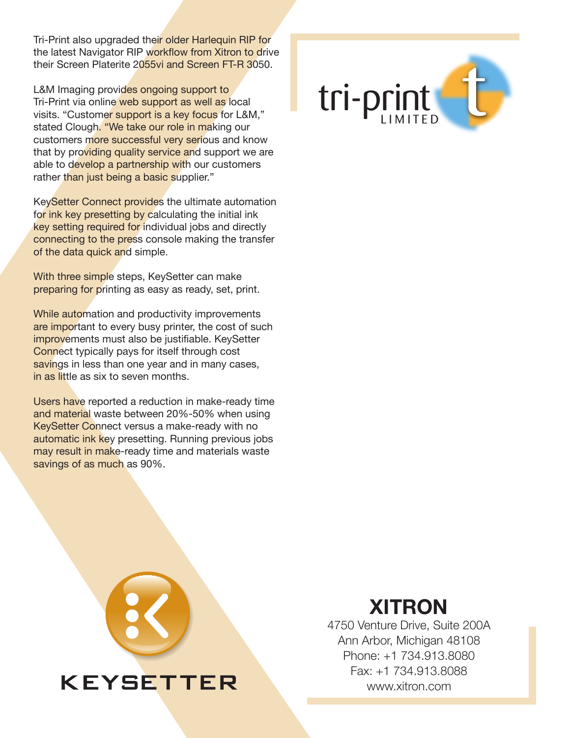Tri-Print also upgraded their older Harlequin RIP for the latest Navigator RIP workflow from Xitron to drive their Screen Platerite 2055vi and Screen FT-R 3050.

L&M Imaging provides ongoing support to Tri-Print via online web support as well as local visits. "Customer support is a key focus for L&M," stated Clough. "We take our role in making our customers more successful very serious and know that by providing quality service and support we are able to develop a partnership with our customers rather than just being a basic supplier."

KeySetter Connect provides the ultimate automation for ink key presetting by calculating the initial ink key setting required for individual jobs and directly connecting to the press console making the transfer of the data quick and simple.

With three simple steps, KeySetter can make preparing for printing as easy as ready, set, print.

While automation and productivity improvements are important to every busy printer, the cost of such improvements must also be justifiable. KeySetter Connect typically pays for itself through cost savings in less than one year and in many cases, in as little as six to seven months.

Users have reported a reduction in make-ready time and material waste between 20%-50% when using KeySetter Connect versus a make-ready with no automatic ink key presetting. Running previous jobs may result in make-ready time and materials waste savings of as much as 90%.

tri-print LIMITED

KEYSETTER

**XITRON**

4750 Venture Drive, Suite 200A
Ann Arbor, Michigan 48108
Phone: +1 734.913.8080
Fax: +1 734.913.8088
www.xitron.com